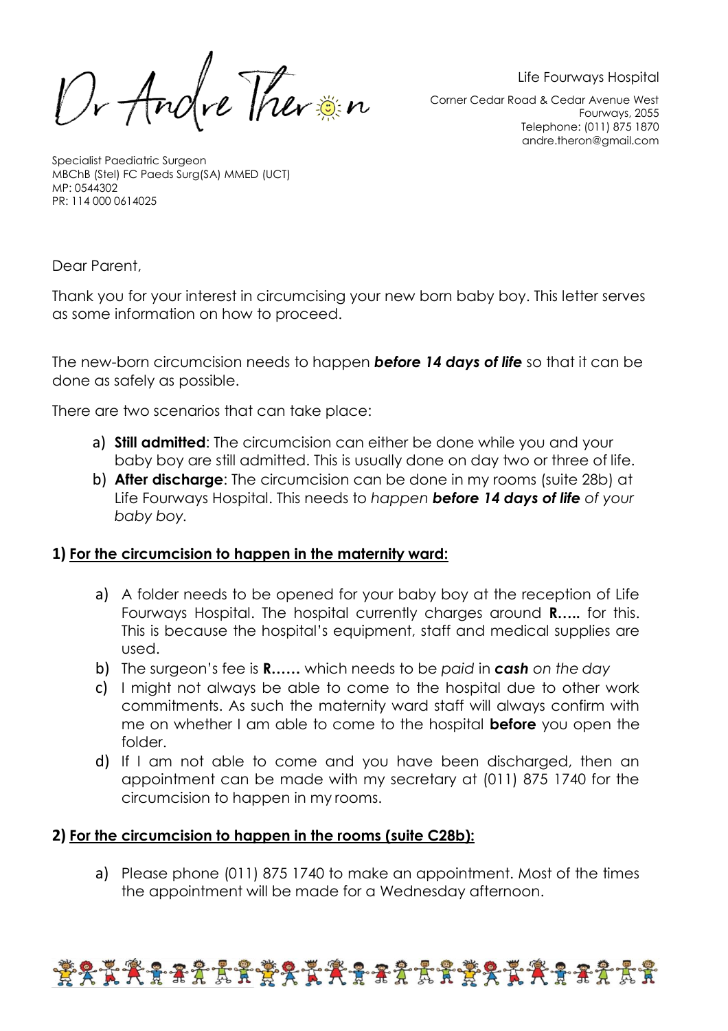Dr Andre Theron

Life Fourways Hospital

Corner Cedar Road & Cedar Avenue West
Fourways, 2055
Telephone: (011) 875 1870
andre.theron@gmail.com

Specialist Paediatric Surgeon
MBChB (Stel) FC Paeds Surg(SA) MMED (UCT)
MP: 0544302
PR: 114 000 0614025

Dear Parent,

Thank you for your interest in circumcising your new born baby boy. This letter serves as some information on how to proceed.

The new-born circumcision needs to happen ***before 14 days of life*** so that it can be done as safely as possible.

There are two scenarios that can take place:

a) **Still admitted**: The circumcision can either be done while you and your baby boy are still admitted. This is usually done on day two or three of life.
b) **After discharge**: The circumcision can be done in my rooms (suite 28b) at Life Fourways Hospital. This needs to *happen **before 14 days of life** of your baby boy.*

**1) <u>For the circumcision to happen in the maternity ward:</u>**

a) A folder needs to be opened for your baby boy at the reception of Life Fourways Hospital. The hospital currently charges around **R…..** for this. This is because the hospital's equipment, staff and medical supplies are used.
b) The surgeon's fee is **R……** which needs to be *paid* in ***cash*** *on the day*
c) I might not always be able to come to the hospital due to other work commitments. As such the maternity ward staff will always confirm with me on whether I am able to come to the hospital **before** you open the folder.
d) If I am not able to come and you have been discharged, then an appointment can be made with my secretary at (011) 875 1740 for the circumcision to happen in my rooms.

**2) <u>For the circumcision to happen in the rooms (suite C28b):</u>**

a) Please phone (011) 875 1740 to make an appointment. Most of the times the appointment will be made for a Wednesday afternoon.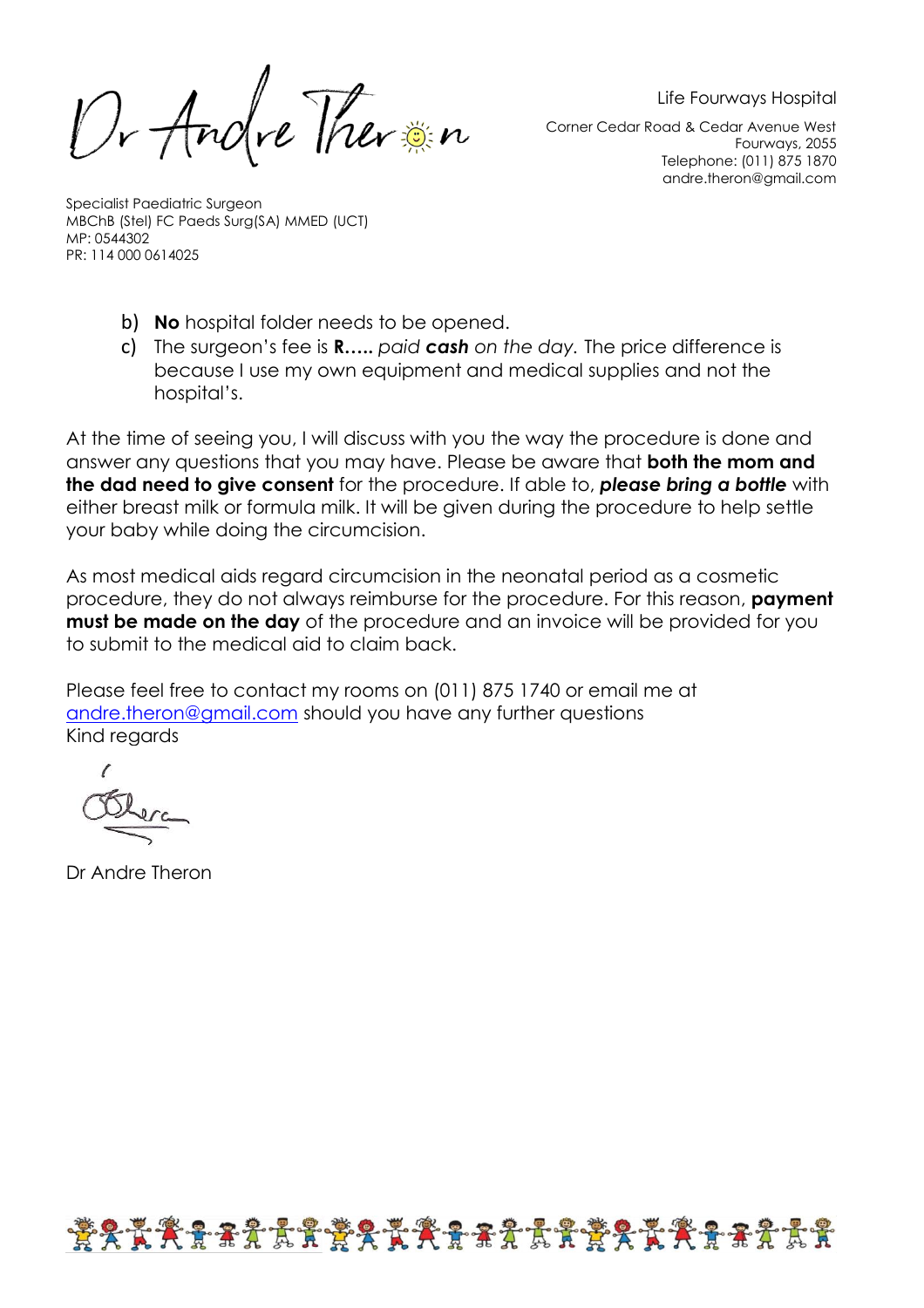Dr Andre Theron

Life Fourways Hospital

Corner Cedar Road & Cedar Avenue West
Fourways, 2055
Telephone: (011) 875 1870
andre.theron@gmail.com

Specialist Paediatric Surgeon
MBChB (Stel) FC Paeds Surg(SA) MMED (UCT)
MP: 0544302
PR: 114 000 0614025

b) **No** hospital folder needs to be opened.
c) The surgeon's fee is **R…..** *paid* ***cash*** *on the day.* The price difference is because I use my own equipment and medical supplies and not the hospital's.

At the time of seeing you, I will discuss with you the way the procedure is done and answer any questions that you may have. Please be aware that **both the mom and the dad need to give consent** for the procedure. If able to, ***please bring a bottle*** with either breast milk or formula milk. It will be given during the procedure to help settle your baby while doing the circumcision.

As most medical aids regard circumcision in the neonatal period as a cosmetic procedure, they do not always reimburse for the procedure. For this reason, **payment must be made on the day** of the procedure and an invoice will be provided for you to submit to the medical aid to claim back.

Please feel free to contact my rooms on (011) 875 1740 or email me at andre.theron@gmail.com should you have any further questions
Kind regards

Dr Andre Theron